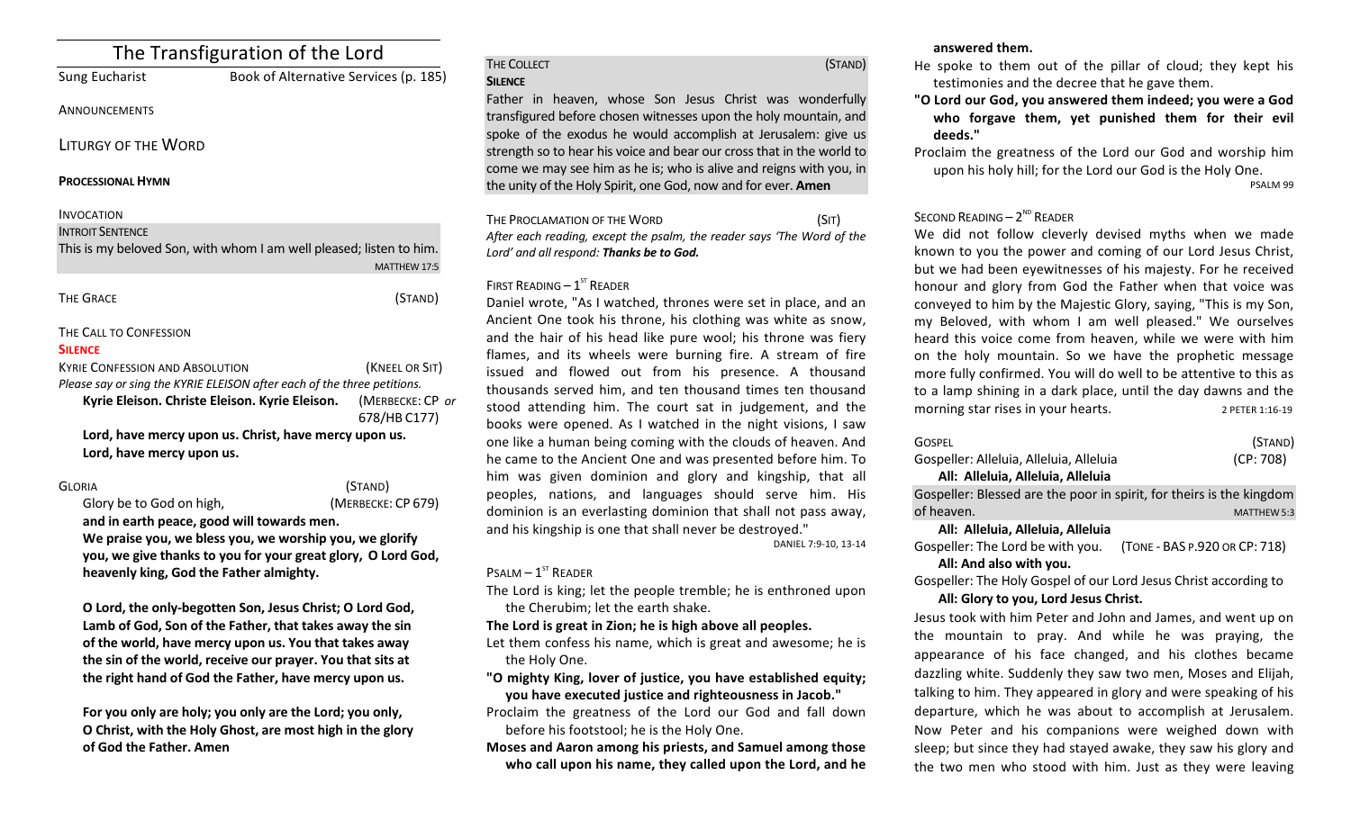# The Transfiguration of the Lord

Sung Eucharist — Book of Alternative Services (p. 185)

ANNOUNCEMENTS

## LITURGY OF THE WORD

**PROCESSIONAL HYMN**

INVOCATION

INTROIT SENTENCE

This is my beloved Son, with whom I am well pleased; listen to him.
MATTHEW 17:5

THE GRACE (STAND)

THE CALL TO CONFESSION

**SILENCE**

KYRIE CONFESSION AND ABSOLUTION (KNEEL OR SIT)

*Please say or sing the KYRIE ELEISON after each of the three petitions.*

**Kyrie Eleison. Christe Eleison. Kyrie Eleison.** (MERBECKE: CP *or* 678/HB C177)

**Lord, have mercy upon us. Christ, have mercy upon us. Lord, have mercy upon us.**

GLORIA (STAND)

Glory be to God on high, (MERBECKE: CP 679)

**and in earth peace, good will towards men.**

**We praise you, we bless you, we worship you, we glorify you, we give thanks to you for your great glory, O Lord God, heavenly king, God the Father almighty.**

**O Lord, the only-begotten Son, Jesus Christ; O Lord God, Lamb of God, Son of the Father, that takes away the sin of the world, have mercy upon us. You that takes away the sin of the world, receive our prayer. You that sits at the right hand of God the Father, have mercy upon us.**

**For you only are holy; you only are the Lord; you only, O Christ, with the Holy Ghost, are most high in the glory of God the Father. Amen**

THE COLLECT (STAND)

**SILENCE**

Father in heaven, whose Son Jesus Christ was wonderfully transfigured before chosen witnesses upon the holy mountain, and spoke of the exodus he would accomplish at Jerusalem: give us strength so to hear his voice and bear our cross that in the world to come we may see him as he is; who is alive and reigns with you, in the unity of the Holy Spirit, one God, now and for ever. **Amen**

THE PROCLAMATION OF THE WORD (SIT)

*After each reading, except the psalm, the reader says 'The Word of the Lord' and all respond:* ***Thanks be to God.***

FIRST READING – 1ST READER

Daniel wrote, "As I watched, thrones were set in place, and an Ancient One took his throne, his clothing was white as snow, and the hair of his head like pure wool; his throne was fiery flames, and its wheels were burning fire. A stream of fire issued and flowed out from his presence. A thousand thousands served him, and ten thousand times ten thousand stood attending him. The court sat in judgement, and the books were opened. As I watched in the night visions, I saw one like a human being coming with the clouds of heaven. And he came to the Ancient One and was presented before him. To him was given dominion and glory and kingship, that all peoples, nations, and languages should serve him. His dominion is an everlasting dominion that shall not pass away, and his kingship is one that shall never be destroyed."
DANIEL 7:9-10, 13-14

PSALM – 1ST READER

The Lord is king; let the people tremble; he is enthroned upon the Cherubim; let the earth shake.

**The Lord is great in Zion; he is high above all peoples.**

Let them confess his name, which is great and awesome; he is the Holy One.

**"O mighty King, lover of justice, you have established equity; you have executed justice and righteousness in Jacob."**

Proclaim the greatness of the Lord our God and fall down before his footstool; he is the Holy One.

**Moses and Aaron among his priests, and Samuel among those who call upon his name, they called upon the Lord, and he answered them.**

He spoke to them out of the pillar of cloud; they kept his testimonies and the decree that he gave them.

**"O Lord our God, you answered them indeed; you were a God who forgave them, yet punished them for their evil deeds."**

Proclaim the greatness of the Lord our God and worship him upon his holy hill; for the Lord our God is the Holy One.
PSALM 99

SECOND READING – 2ND READER

We did not follow cleverly devised myths when we made known to you the power and coming of our Lord Jesus Christ, but we had been eyewitnesses of his majesty. For he received honour and glory from God the Father when that voice was conveyed to him by the Majestic Glory, saying, "This is my Son, my Beloved, with whom I am well pleased." We ourselves heard this voice come from heaven, while we were with him on the holy mountain. So we have the prophetic message more fully confirmed. You will do well to be attentive to this as to a lamp shining in a dark place, until the day dawns and the morning star rises in your hearts.
2 PETER 1:16-19

GOSPEL (STAND)

Gospeller: Alleluia, Alleluia, Alleluia (CP: 708)

**All: Alleluia, Alleluia, Alleluia**

Gospeller: Blessed are the poor in spirit, for theirs is the kingdom of heaven.
MATTHEW 5:3

**All: Alleluia, Alleluia, Alleluia**

Gospeller: The Lord be with you. (TONE - BAS P.920 OR CP: 718)

**All: And also with you.**

Gospeller: The Holy Gospel of our Lord Jesus Christ according to

**All: Glory to you, Lord Jesus Christ.**

Jesus took with him Peter and John and James, and went up on the mountain to pray. And while he was praying, the appearance of his face changed, and his clothes became dazzling white. Suddenly they saw two men, Moses and Elijah, talking to him. They appeared in glory and were speaking of his departure, which he was about to accomplish at Jerusalem. Now Peter and his companions were weighed down with sleep; but since they had stayed awake, they saw his glory and the two men who stood with him. Just as they were leaving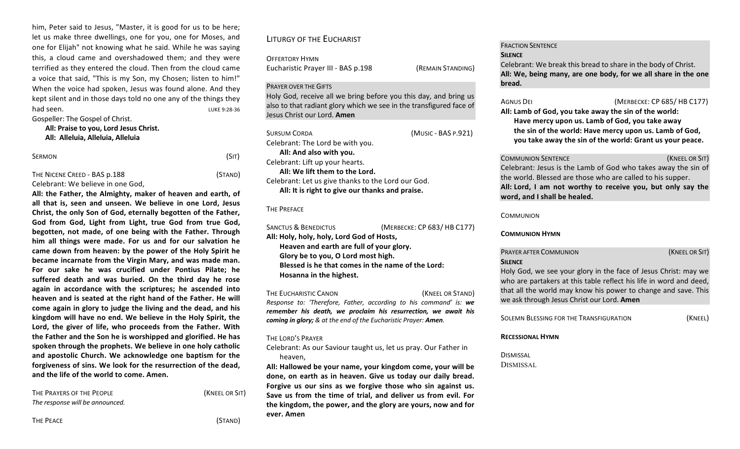him, Peter said to Jesus, "Master, it is good for us to be here; let us make three dwellings, one for you, one for Moses, and one for Elijah" not knowing what he said. While he was saying this, a cloud came and overshadowed them; and they were terrified as they entered the cloud. Then from the cloud came a voice that said, "This is my Son, my Chosen; listen to him!" When the voice had spoken, Jesus was found alone. And they kept silent and in those days told no one any of the things they had seen. LUKE 9:28-36

Gospeller: The Gospel of Christ.

**All: Praise to you, Lord Jesus Christ.**
**All: Alleluia, Alleluia, Alleluia**

SERMON (SIT)

THE NICENE CREED - BAS p.188 (STAND)

Celebrant: We believe in one God,

**All: the Father, the Almighty, maker of heaven and earth, of all that is, seen and unseen. We believe in one Lord, Jesus Christ, the only Son of God, eternally begotten of the Father, God from God, Light from Light, true God from true God, begotten, not made, of one being with the Father. Through him all things were made. For us and for our salvation he came down from heaven: by the power of the Holy Spirit he became incarnate from the Virgin Mary, and was made man. For our sake he was crucified under Pontius Pilate; he suffered death and was buried. On the third day he rose again in accordance with the scriptures; he ascended into heaven and is seated at the right hand of the Father. He will come again in glory to judge the living and the dead, and his kingdom will have no end. We believe in the Holy Spirit, the Lord, the giver of life, who proceeds from the Father. With the Father and the Son he is worshipped and glorified. He has spoken through the prophets. We believe in one holy catholic and apostolic Church. We acknowledge one baptism for the forgiveness of sins. We look for the resurrection of the dead, and the life of the world to come. Amen.**

THE PRAYERS OF THE PEOPLE (KNEEL OR SIT)

*The response will be announced.*

THE PEACE (STAND)

## LITURGY OF THE EUCHARIST

OFFERTORY HYMN

Eucharistic Prayer III - BAS p.198 (REMAIN STANDING)

PRAYER OVER THE GIFTS

Holy God, receive all we bring before you this day, and bring us also to that radiant glory which we see in the transfigured face of Jesus Christ our Lord. **Amen**

SURSUM CORDA (MUSIC - BAS P.921)

Celebrant: The Lord be with you.
**All: And also with you.**
Celebrant: Lift up your hearts.
**All: We lift them to the Lord.**
Celebrant: Let us give thanks to the Lord our God.
**All: It is right to give our thanks and praise.**

THE PREFACE

SANCTUS & BENEDICTUS (MERBECKE: CP 683/ HB C177)

**All: Holy, holy, holy, Lord God of Hosts,**
**Heaven and earth are full of your glory.**
**Glory be to you, O Lord most high.**
**Blessed is he that comes in the name of the Lord:**
**Hosanna in the highest.**

THE EUCHARISTIC CANON (KNEEL OR STAND)

*Response to: 'Therefore, Father, according to his command' is: **we remember his death, we proclaim his resurrection, we await his coming in glory;** & at the end of the Eucharistic Prayer: **Amen**.*

THE LORD'S PRAYER

Celebrant: As our Saviour taught us, let us pray. Our Father in heaven,

**All: Hallowed be your name, your kingdom come, your will be done, on earth as in heaven. Give us today our daily bread. Forgive us our sins as we forgive those who sin against us. Save us from the time of trial, and deliver us from evil. For the kingdom, the power, and the glory are yours, now and for ever. Amen**

FRACTION SENTENCE

**SILENCE**

Celebrant: We break this bread to share in the body of Christ.
**All: We, being many, are one body, for we all share in the one bread.**

AGNUS DEI (MERBECKE: CP 685/ HB C177)

**All: Lamb of God, you take away the sin of the world:**
**Have mercy upon us. Lamb of God, you take away the sin of the world: Have mercy upon us. Lamb of God, you take away the sin of the world: Grant us your peace.**

COMMUNION SENTENCE (KNEEL OR SIT)

Celebrant: Jesus is the Lamb of God who takes away the sin of the world. Blessed are those who are called to his supper.
**All: Lord, I am not worthy to receive you, but only say the word, and I shall be healed.**

COMMUNION

**COMMUNION HYMN**

PRAYER AFTER COMMUNION (KNEEL OR SIT)

**SILENCE**

Holy God, we see your glory in the face of Jesus Christ: may we who are partakers at this table reflect his life in word and deed, that all the world may know his power to change and save. This we ask through Jesus Christ our Lord. **Amen**

SOLEMN BLESSING FOR THE TRANSFIGURATION (KNEEL)

**RECESSIONAL HYMN**

DISMISSAL
DISMISSAL